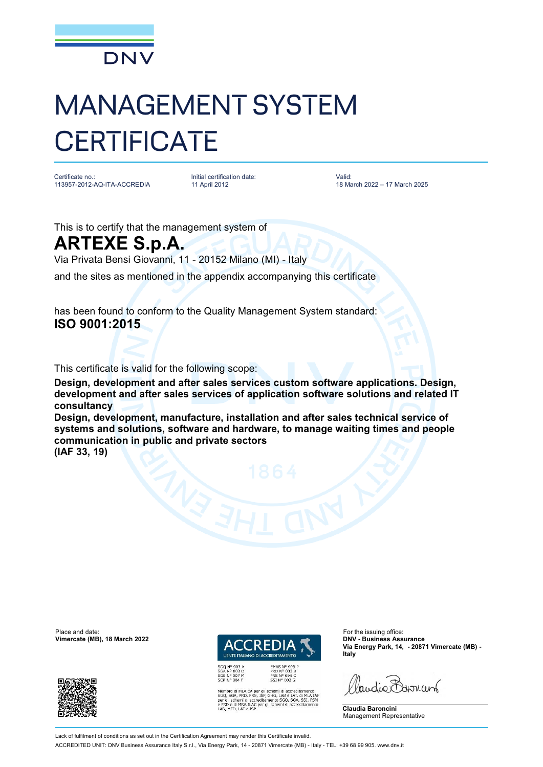DNV

# MANAGEMENT SYSTEM CERTIFICATE

Certificate no.:
113957-2012-AQ-ITA-ACCREDIA

Initial certification date:
11 April 2012

Valid:
18 March 2022 – 17 March 2025

This is to certify that the management system of

## ARTEXE S.p.A.

Via Privata Bensi Giovanni, 11 - 20152 Milano (MI) - Italy

and the sites as mentioned in the appendix accompanying this certificate

has been found to conform to the Quality Management System standard:

**ISO 9001:2015**

This certificate is valid for the following scope:

**Design, development and after sales services custom software applications. Design, development and after sales services of application software solutions and related IT consultancy**

**Design, development, manufacture, installation and after sales technical service of systems and solutions, software and hardware, to manage waiting times and people communication in public and private sectors**

**(IAF 33, 19)**

Place and date:
**Vimercate (MB), 18 March 2022**

ACCREDIA
L'ENTE ITALIANO DI ACCREDITAMENTO

SGQ N° 003 A
SGA N° 003 D
SGE N° 007 M
SCR N° 004 F

EMAS N° 009 P
PRD N° 003 B
PRS N° 094 C
SSI N° 002 G

Membro di MLA EA per gli schemi di accreditamento SGQ, SGA, PRD, PRS, ISP, GHG, LAB e LAT, di MLA IAF per gli schemi di accreditamento SGQ, SGA, SSI, FSM e PRD e di MRA ILAC per gli schemi di accreditamento LAB, MED, LAT e ISP

For the issuing office:
**DNV - Business Assurance**
**Via Energy Park, 14, - 20871 Vimercate (MB) - Italy**

**Claudia Baroncini**
Management Representative

Lack of fulfilment of conditions as set out in the Certification Agreement may render this Certificate invalid.

ACCREDITED UNIT: DNV Business Assurance Italy S.r.l., Via Energy Park, 14 - 20871 Vimercate (MB) - Italy - TEL: +39 68 99 905. www.dnv.it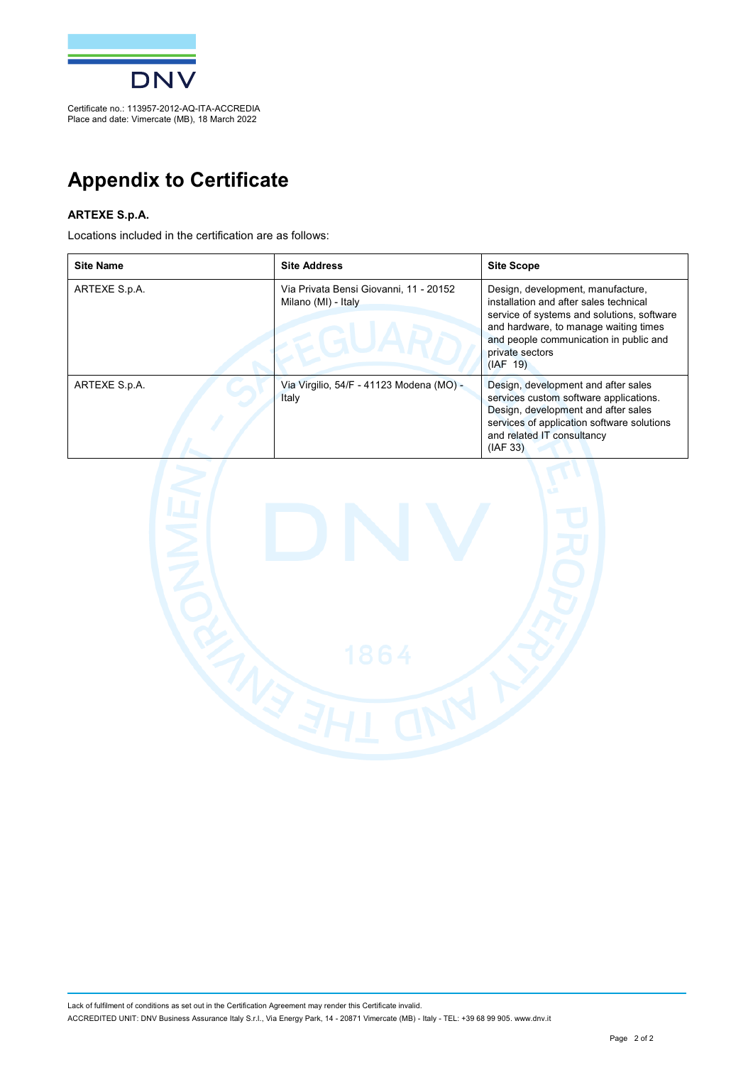Certificate no.: 113957-2012-AQ-ITA-ACCREDIA
Place and date: Vimercate (MB), 18 March 2022

# Appendix to Certificate

**ARTEXE S.p.A.**

Locations included in the certification are as follows:

| Site Name | Site Address | Site Scope |
|---|---|---|
| ARTEXE S.p.A. | Via Privata Bensi Giovanni, 11 - 20152 Milano (MI) - Italy | Design, development, manufacture, installation and after sales technical service of systems and solutions, software and hardware, to manage waiting times and people communication in public and private sectors (IAF 19) |
| ARTEXE S.p.A. | Via Virgilio, 54/F - 41123 Modena (MO) - Italy | Design, development and after sales services custom software applications. Design, development and after sales services of application software solutions and related IT consultancy (IAF 33) |

Lack of fulfilment of conditions as set out in the Certification Agreement may render this Certificate invalid.
ACCREDITED UNIT: DNV Business Assurance Italy S.r.l., Via Energy Park, 14 - 20871 Vimercate (MB) - Italy - TEL: +39 68 99 905. www.dnv.it